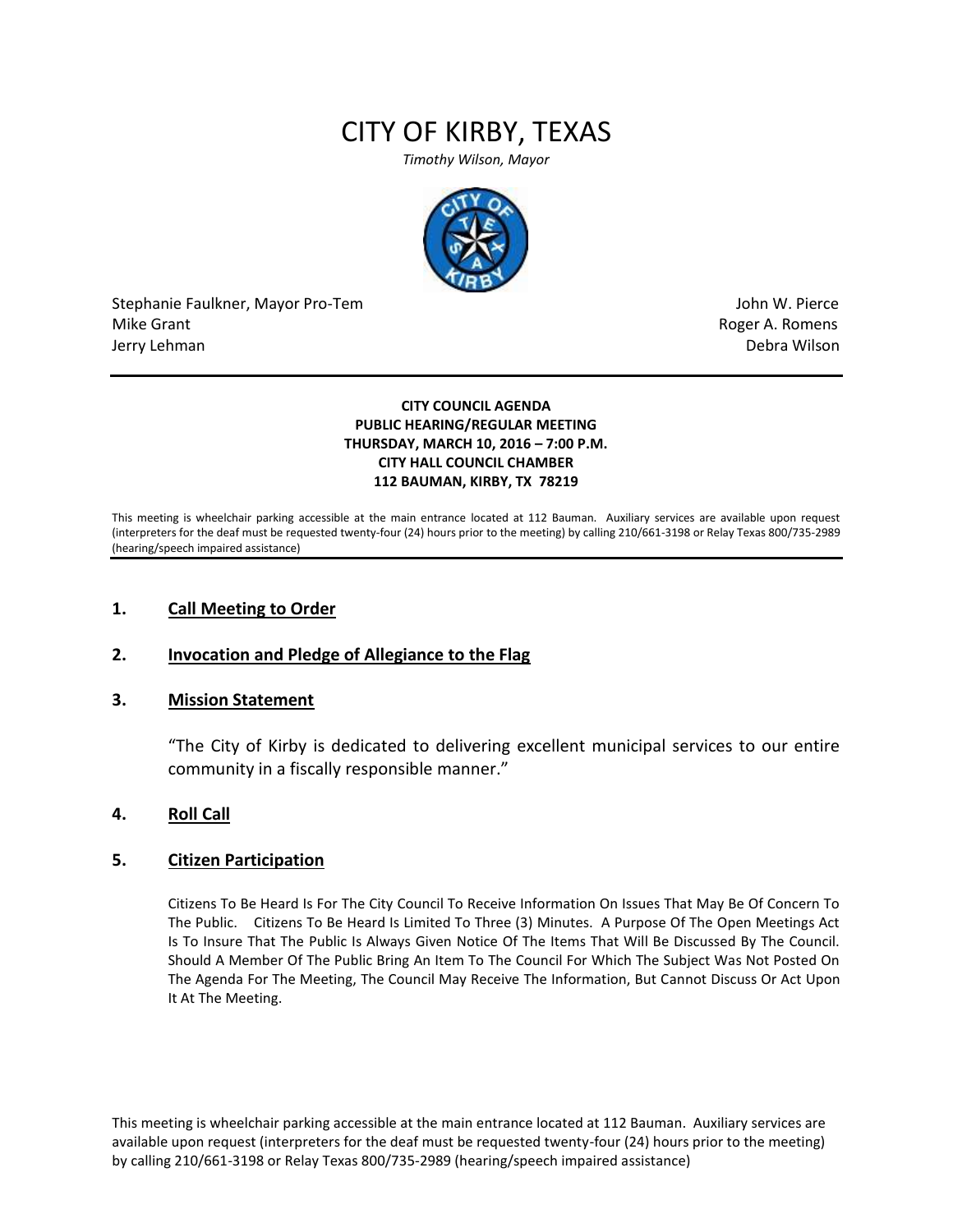# CITY OF KIRBY, TEXAS

*Timothy Wilson, Mayor*

Stephanie Faulkner, Mayor Pro-Tem
Mike Grant
Jerry Lehman

John W. Pierce
Roger A. Romens
Debra Wilson

---

**CITY COUNCIL AGENDA**
**PUBLIC HEARING/REGULAR MEETING**
**THURSDAY, MARCH 10, 2016 – 7:00 P.M.**
**CITY HALL COUNCIL CHAMBER**
**112 BAUMAN, KIRBY, TX 78219**

This meeting is wheelchair parking accessible at the main entrance located at 112 Bauman. Auxiliary services are available upon request (interpreters for the deaf must be requested twenty-four (24) hours prior to the meeting) by calling 210/661-3198 or Relay Texas 800/735-2989 (hearing/speech impaired assistance)

---

**1. Call Meeting to Order**

**2. Invocation and Pledge of Allegiance to the Flag**

**3. Mission Statement**

"The City of Kirby is dedicated to delivering excellent municipal services to our entire community in a fiscally responsible manner."

**4. Roll Call**

**5. Citizen Participation**

Citizens To Be Heard Is For The City Council To Receive Information On Issues That May Be Of Concern To The Public. Citizens To Be Heard Is Limited To Three (3) Minutes. A Purpose Of The Open Meetings Act Is To Insure That The Public Is Always Given Notice Of The Items That Will Be Discussed By The Council. Should A Member Of The Public Bring An Item To The Council For Which The Subject Was Not Posted On The Agenda For The Meeting, The Council May Receive The Information, But Cannot Discuss Or Act Upon It At The Meeting.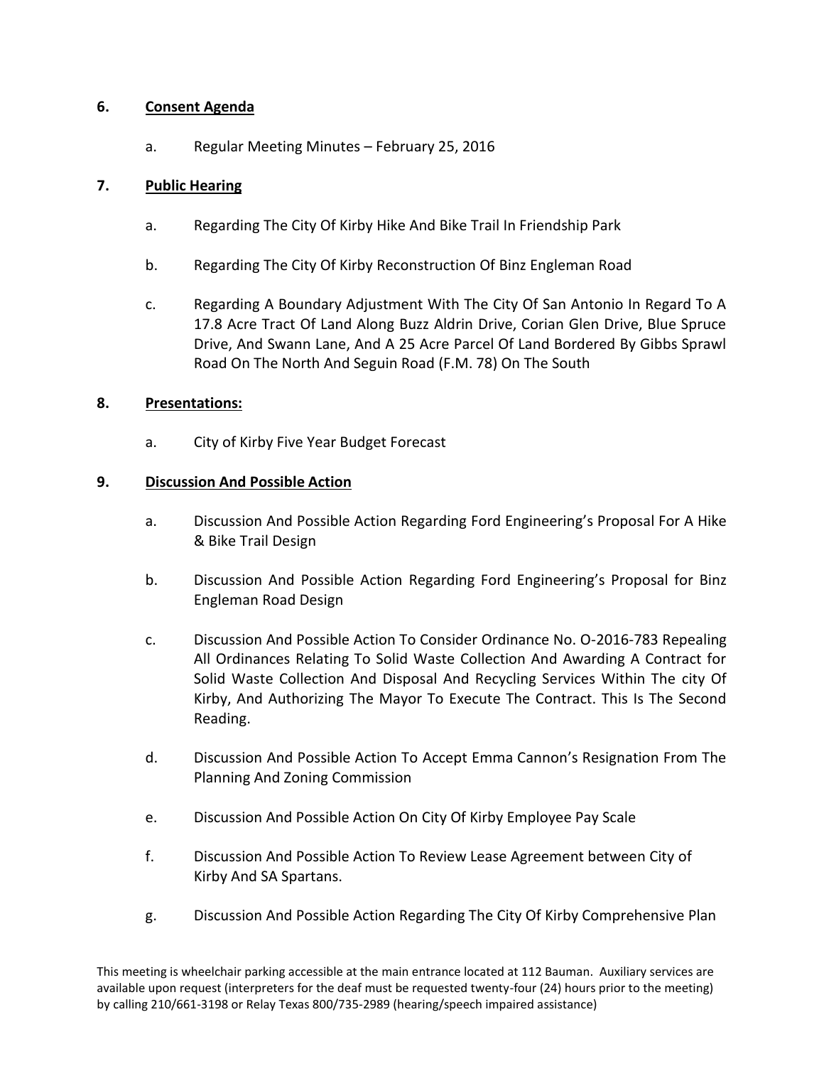## 6. Consent Agenda

a. Regular Meeting Minutes – February 25, 2016

## 7. Public Hearing

a. Regarding The City Of Kirby Hike And Bike Trail In Friendship Park

b. Regarding The City Of Kirby Reconstruction Of Binz Engleman Road

c. Regarding A Boundary Adjustment With The City Of San Antonio In Regard To A 17.8 Acre Tract Of Land Along Buzz Aldrin Drive, Corian Glen Drive, Blue Spruce Drive, And Swann Lane, And A 25 Acre Parcel Of Land Bordered By Gibbs Sprawl Road On The North And Seguin Road (F.M. 78) On The South

## 8. Presentations:

a. City of Kirby Five Year Budget Forecast

## 9. Discussion And Possible Action

a. Discussion And Possible Action Regarding Ford Engineering's Proposal For A Hike & Bike Trail Design

b. Discussion And Possible Action Regarding Ford Engineering's Proposal for Binz Engleman Road Design

c. Discussion And Possible Action To Consider Ordinance No. O-2016-783 Repealing All Ordinances Relating To Solid Waste Collection And Awarding A Contract for Solid Waste Collection And Disposal And Recycling Services Within The city Of Kirby, And Authorizing The Mayor To Execute The Contract. This Is The Second Reading.

d. Discussion And Possible Action To Accept Emma Cannon's Resignation From The Planning And Zoning Commission

e. Discussion And Possible Action On City Of Kirby Employee Pay Scale

f. Discussion And Possible Action To Review Lease Agreement between City of Kirby And SA Spartans.

g. Discussion And Possible Action Regarding The City Of Kirby Comprehensive Plan

This meeting is wheelchair parking accessible at the main entrance located at 112 Bauman. Auxiliary services are available upon request (interpreters for the deaf must be requested twenty-four (24) hours prior to the meeting) by calling 210/661-3198 or Relay Texas 800/735-2989 (hearing/speech impaired assistance)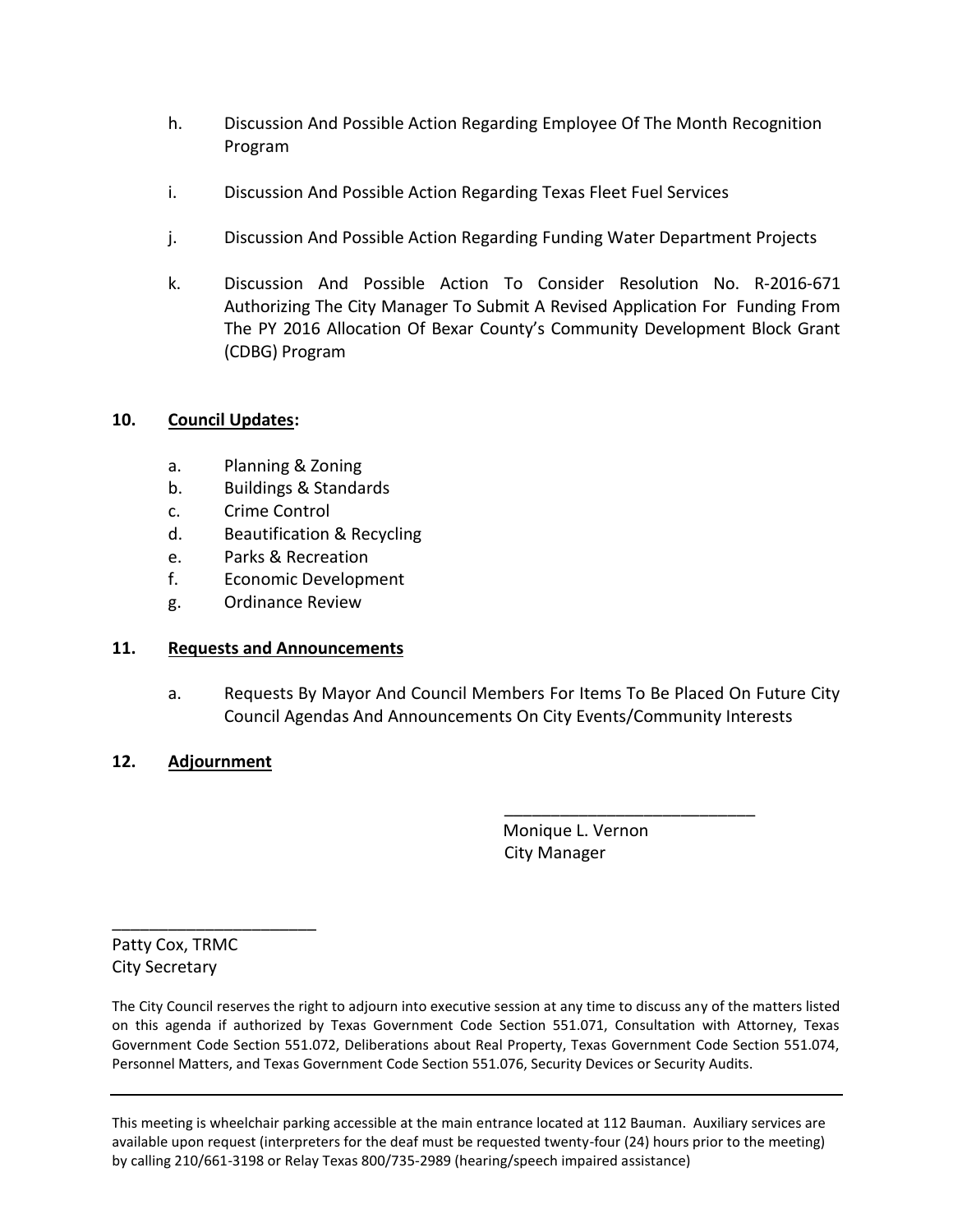h. Discussion And Possible Action Regarding Employee Of The Month Recognition Program

i. Discussion And Possible Action Regarding Texas Fleet Fuel Services

j. Discussion And Possible Action Regarding Funding Water Department Projects

k. Discussion And Possible Action To Consider Resolution No. R-2016-671 Authorizing The City Manager To Submit A Revised Application For Funding From The PY 2016 Allocation Of Bexar County's Community Development Block Grant (CDBG) Program

**10. Council Updates:**

a. Planning & Zoning
b. Buildings & Standards
c. Crime Control
d. Beautification & Recycling
e. Parks & Recreation
f. Economic Development
g. Ordinance Review

**11. Requests and Announcements**

a. Requests By Mayor And Council Members For Items To Be Placed On Future City Council Agendas And Announcements On City Events/Community Interests

**12. Adjournment**

\_\_\_\_\_\_\_\_\_\_\_\_\_\_\_\_\_\_\_\_\_\_\_\_\_\_\_\_
Monique L. Vernon
City Manager

\_\_\_\_\_\_\_\_\_\_\_\_\_\_\_\_\_\_\_\_\_\_\_\_
Patty Cox, TRMC
City Secretary

The City Council reserves the right to adjourn into executive session at any time to discuss any of the matters listed on this agenda if authorized by Texas Government Code Section 551.071, Consultation with Attorney, Texas Government Code Section 551.072, Deliberations about Real Property, Texas Government Code Section 551.074, Personnel Matters, and Texas Government Code Section 551.076, Security Devices or Security Audits.

---

This meeting is wheelchair parking accessible at the main entrance located at 112 Bauman. Auxiliary services are available upon request (interpreters for the deaf must be requested twenty-four (24) hours prior to the meeting) by calling 210/661-3198 or Relay Texas 800/735-2989 (hearing/speech impaired assistance)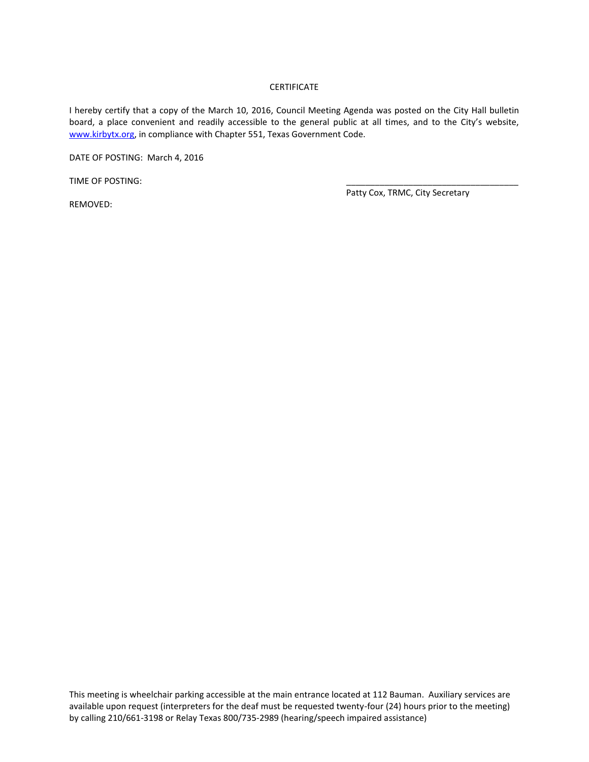# CERTIFICATE

I hereby certify that a copy of the March 10, 2016, Council Meeting Agenda was posted on the City Hall bulletin board, a place convenient and readily accessible to the general public at all times, and to the City's website, www.kirbytx.org, in compliance with Chapter 551, Texas Government Code.

DATE OF POSTING: March 4, 2016

TIME OF POSTING:

\_\_\_\_\_\_\_\_\_\_\_\_\_\_\_\_\_\_\_\_\_\_\_\_\_\_\_\_\_\_\_\_\_\_\_\_

Patty Cox, TRMC, City Secretary

REMOVED:

This meeting is wheelchair parking accessible at the main entrance located at 112 Bauman. Auxiliary services are available upon request (interpreters for the deaf must be requested twenty-four (24) hours prior to the meeting) by calling 210/661-3198 or Relay Texas 800/735-2989 (hearing/speech impaired assistance)